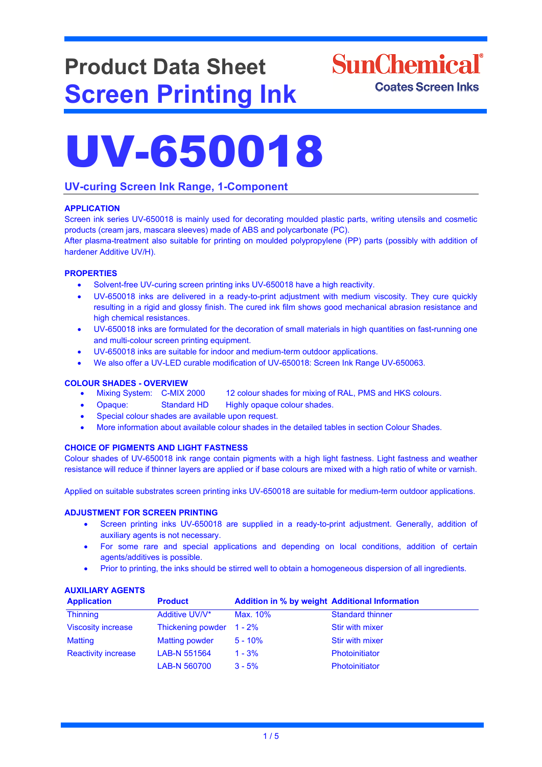# Product Data Sheet
# Screen Printing Ink

SunChemical®
Coates Screen Inks

# UV-650018

## UV-curing Screen Ink Range, 1-Component

### APPLICATION

Screen ink series UV-650018 is mainly used for decorating moulded plastic parts, writing utensils and cosmetic products (cream jars, mascara sleeves) made of ABS and polycarbonate (PC).
After plasma-treatment also suitable for printing on moulded polypropylene (PP) parts (possibly with addition of hardener Additive UV/H).

### PROPERTIES

- Solvent-free UV-curing screen printing inks UV-650018 have a high reactivity.
- UV-650018 inks are delivered in a ready-to-print adjustment with medium viscosity. They cure quickly resulting in a rigid and glossy finish. The cured ink film shows good mechanical abrasion resistance and high chemical resistances.
- UV-650018 inks are formulated for the decoration of small materials in high quantities on fast-running one and multi-colour screen printing equipment.
- UV-650018 inks are suitable for indoor and medium-term outdoor applications.
- We also offer a UV-LED curable modification of UV-650018: Screen Ink Range UV-650063.

### COLOUR SHADES - OVERVIEW

- Mixing System: C-MIX 2000 — 12 colour shades for mixing of RAL, PMS and HKS colours.
- Opaque: Standard HD — Highly opaque colour shades.
- Special colour shades are available upon request.
- More information about available colour shades in the detailed tables in section Colour Shades.

### CHOICE OF PIGMENTS AND LIGHT FASTNESS

Colour shades of UV-650018 ink range contain pigments with a high light fastness. Light fastness and weather resistance will reduce if thinner layers are applied or if base colours are mixed with a high ratio of white or varnish.

Applied on suitable substrates screen printing inks UV-650018 are suitable for medium-term outdoor applications.

### ADJUSTMENT FOR SCREEN PRINTING

- Screen printing inks UV-650018 are supplied in a ready-to-print adjustment. Generally, addition of auxiliary agents is not necessary.
- For some rare and special applications and depending on local conditions, addition of certain agents/additives is possible.
- Prior to printing, the inks should be stirred well to obtain a homogeneous dispersion of all ingredients.

### AUXILIARY AGENTS

| Application | Product | Addition in % by weight | Additional Information |
|---|---|---|---|
| Thinning | Additive UV/V* | Max. 10% | Standard thinner |
| Viscosity increase | Thickening powder | 1 - 2% | Stir with mixer |
| Matting | Matting powder | 5 - 10% | Stir with mixer |
| Reactivity increase | LAB-N 551564 | 1 - 3% | Photoinitiator |
| | LAB-N 560700 | 3 - 5% | Photoinitiator |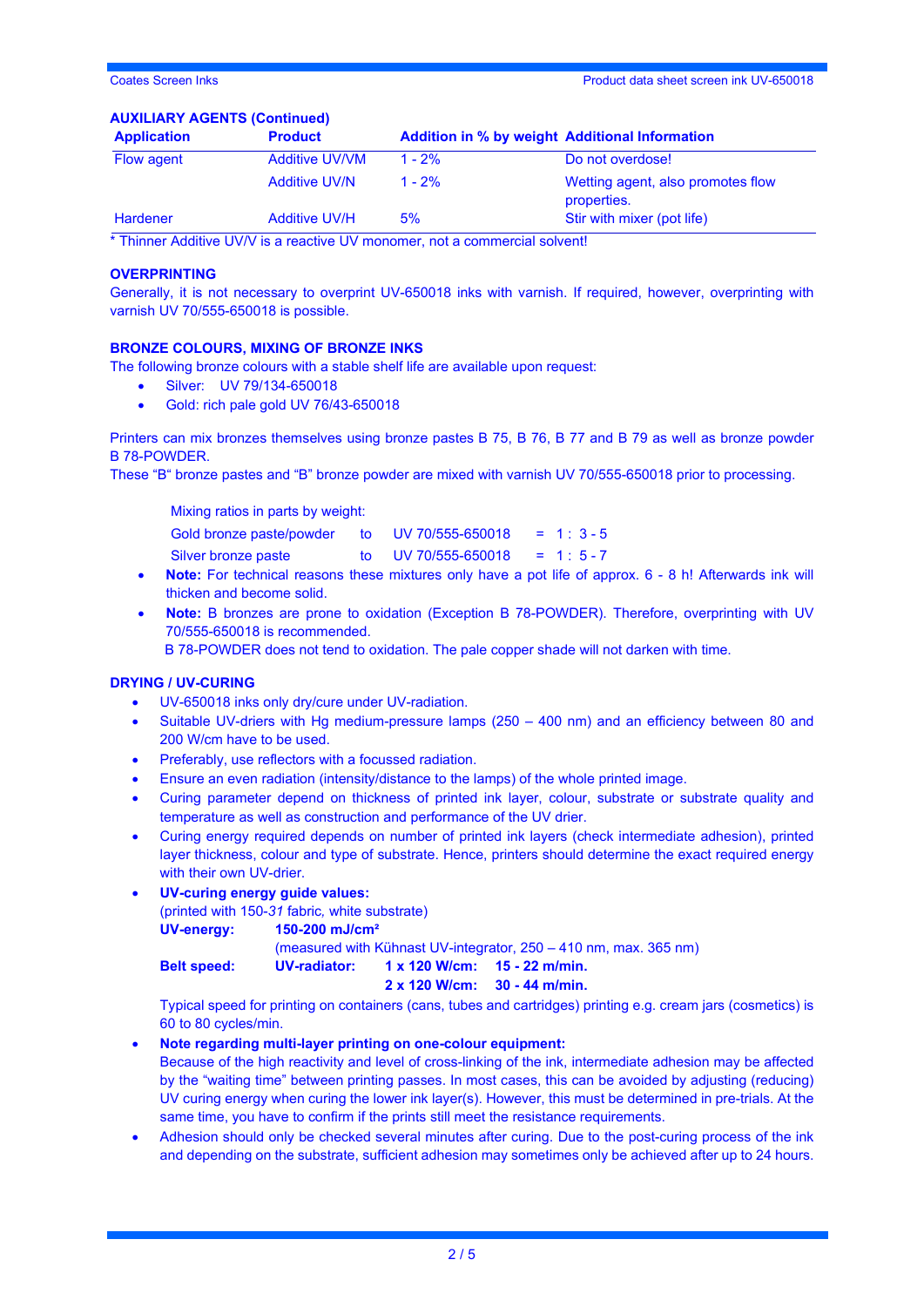**AUXILIARY AGENTS (Continued)**

| Application | Product | Addition in % by weight | Additional Information |
|---|---|---|---|
| Flow agent | Additive UV/VM | 1 - 2% | Do not overdose! |
| | Additive UV/N | 1 - 2% | Wetting agent, also promotes flow properties. |
| Hardener | Additive UV/H | 5% | Stir with mixer (pot life) |

\* Thinner Additive UV/V is a reactive UV monomer, not a commercial solvent!

**OVERPRINTING**

Generally, it is not necessary to overprint UV-650018 inks with varnish. If required, however, overprinting with varnish UV 70/555-650018 is possible.

**BRONZE COLOURS, MIXING OF BRONZE INKS**

The following bronze colours with a stable shelf life are available upon request:

- Silver: UV 79/134-650018
- Gold: rich pale gold UV 76/43-650018

Printers can mix bronzes themselves using bronze pastes B 75, B 76, B 77 and B 79 as well as bronze powder B 78-POWDER.
These "B" bronze pastes and "B" bronze powder are mixed with varnish UV 70/555-650018 prior to processing.

Mixing ratios in parts by weight:

| | | | |
|---|---|---|---|
| Gold bronze paste/powder | to | UV 70/555-650018 | = 1 : 3 - 5 |
| Silver bronze paste | to | UV 70/555-650018 | = 1 : 5 - 7 |

- **Note:** For technical reasons these mixtures only have a pot life of approx. 6 - 8 h! Afterwards ink will thicken and become solid.
- **Note:** B bronzes are prone to oxidation (Exception B 78-POWDER). Therefore, overprinting with UV 70/555-650018 is recommended.
  B 78-POWDER does not tend to oxidation. The pale copper shade will not darken with time.

**DRYING / UV-CURING**

- UV-650018 inks only dry/cure under UV-radiation.
- Suitable UV-driers with Hg medium-pressure lamps (250 – 400 nm) and an efficiency between 80 and 200 W/cm have to be used.
- Preferably, use reflectors with a focussed radiation.
- Ensure an even radiation (intensity/distance to the lamps) of the whole printed image.
- Curing parameter depend on thickness of printed ink layer, colour, substrate or substrate quality and temperature as well as construction and performance of the UV drier.
- Curing energy required depends on number of printed ink layers (check intermediate adhesion), printed layer thickness, colour and type of substrate. Hence, printers should determine the exact required energy with their own UV-drier.
- **UV-curing energy guide values:**
  (printed with 150-*31* fabric, white substrate)
  **UV-energy:** **150-200 mJ/cm²**
  (measured with Kühnast UV-integrator, 250 – 410 nm, max. 365 nm)
  **Belt speed:** **UV-radiator:** **1 x 120 W/cm:** **15 - 22 m/min.**
  **2 x 120 W/cm:** **30 - 44 m/min.**
  Typical speed for printing on containers (cans, tubes and cartridges) printing e.g. cream jars (cosmetics) is 60 to 80 cycles/min.
- **Note regarding multi-layer printing on one-colour equipment:**
  Because of the high reactivity and level of cross-linking of the ink, intermediate adhesion may be affected by the "waiting time" between printing passes. In most cases, this can be avoided by adjusting (reducing) UV curing energy when curing the lower ink layer(s). However, this must be determined in pre-trials. At the same time, you have to confirm if the prints still meet the resistance requirements.
- Adhesion should only be checked several minutes after curing. Due to the post-curing process of the ink and depending on the substrate, sufficient adhesion may sometimes only be achieved after up to 24 hours.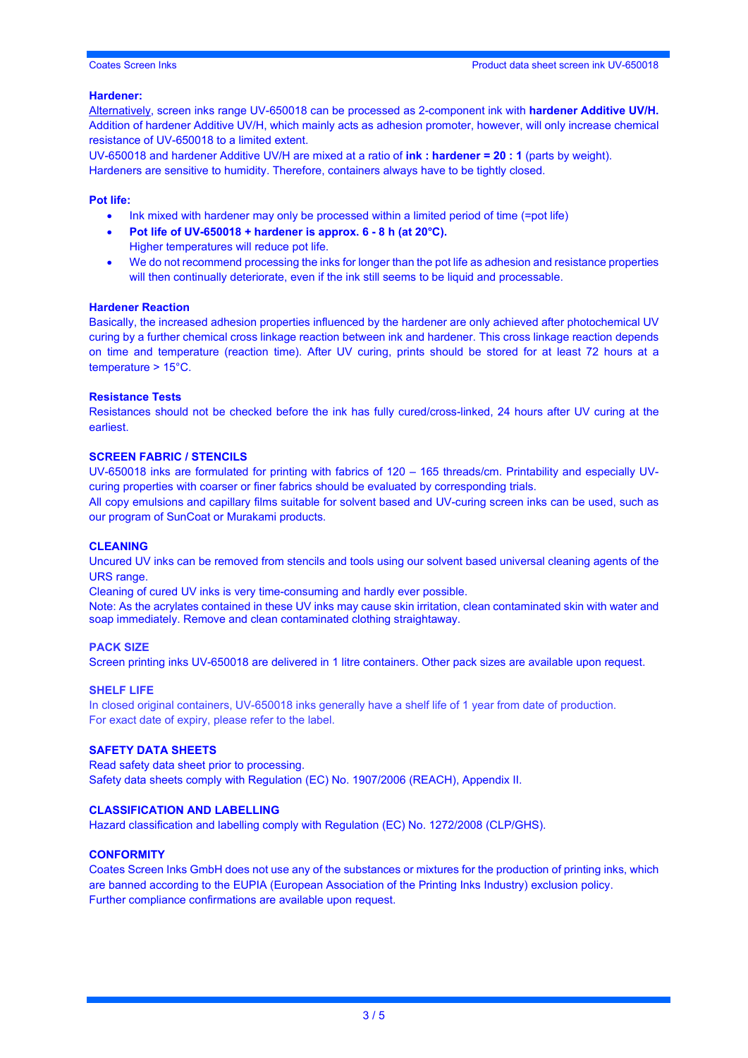### Hardener:

Alternatively, screen inks range UV-650018 can be processed as 2-component ink with **hardener Additive UV/H.** Addition of hardener Additive UV/H, which mainly acts as adhesion promoter, however, will only increase chemical resistance of UV-650018 to a limited extent.

UV-650018 and hardener Additive UV/H are mixed at a ratio of **ink : hardener = 20 : 1** (parts by weight).

Hardeners are sensitive to humidity. Therefore, containers always have to be tightly closed.

### Pot life:

- Ink mixed with hardener may only be processed within a limited period of time (=pot life)
- **Pot life of UV-650018 + hardener is approx. 6 - 8 h (at 20°C).**
  Higher temperatures will reduce pot life.
- We do not recommend processing the inks for longer than the pot life as adhesion and resistance properties will then continually deteriorate, even if the ink still seems to be liquid and processable.

### Hardener Reaction

Basically, the increased adhesion properties influenced by the hardener are only achieved after photochemical UV curing by a further chemical cross linkage reaction between ink and hardener. This cross linkage reaction depends on time and temperature (reaction time). After UV curing, prints should be stored for at least 72 hours at a temperature > 15°C.

### Resistance Tests

Resistances should not be checked before the ink has fully cured/cross-linked, 24 hours after UV curing at the earliest.

## SCREEN FABRIC / STENCILS

UV-650018 inks are formulated for printing with fabrics of 120 – 165 threads/cm. Printability and especially UV-curing properties with coarser or finer fabrics should be evaluated by corresponding trials.

All copy emulsions and capillary films suitable for solvent based and UV-curing screen inks can be used, such as our program of SunCoat or Murakami products.

## CLEANING

Uncured UV inks can be removed from stencils and tools using our solvent based universal cleaning agents of the URS range.

Cleaning of cured UV inks is very time-consuming and hardly ever possible.

Note: As the acrylates contained in these UV inks may cause skin irritation, clean contaminated skin with water and soap immediately. Remove and clean contaminated clothing straightaway.

## PACK SIZE

Screen printing inks UV-650018 are delivered in 1 litre containers. Other pack sizes are available upon request.

## SHELF LIFE

In closed original containers, UV-650018 inks generally have a shelf life of 1 year from date of production.
For exact date of expiry, please refer to the label.

## SAFETY DATA SHEETS

Read safety data sheet prior to processing.
Safety data sheets comply with Regulation (EC) No. 1907/2006 (REACH), Appendix II.

## CLASSIFICATION AND LABELLING

Hazard classification and labelling comply with Regulation (EC) No. 1272/2008 (CLP/GHS).

## CONFORMITY

Coates Screen Inks GmbH does not use any of the substances or mixtures for the production of printing inks, which are banned according to the EUPIA (European Association of the Printing Inks Industry) exclusion policy.
Further compliance confirmations are available upon request.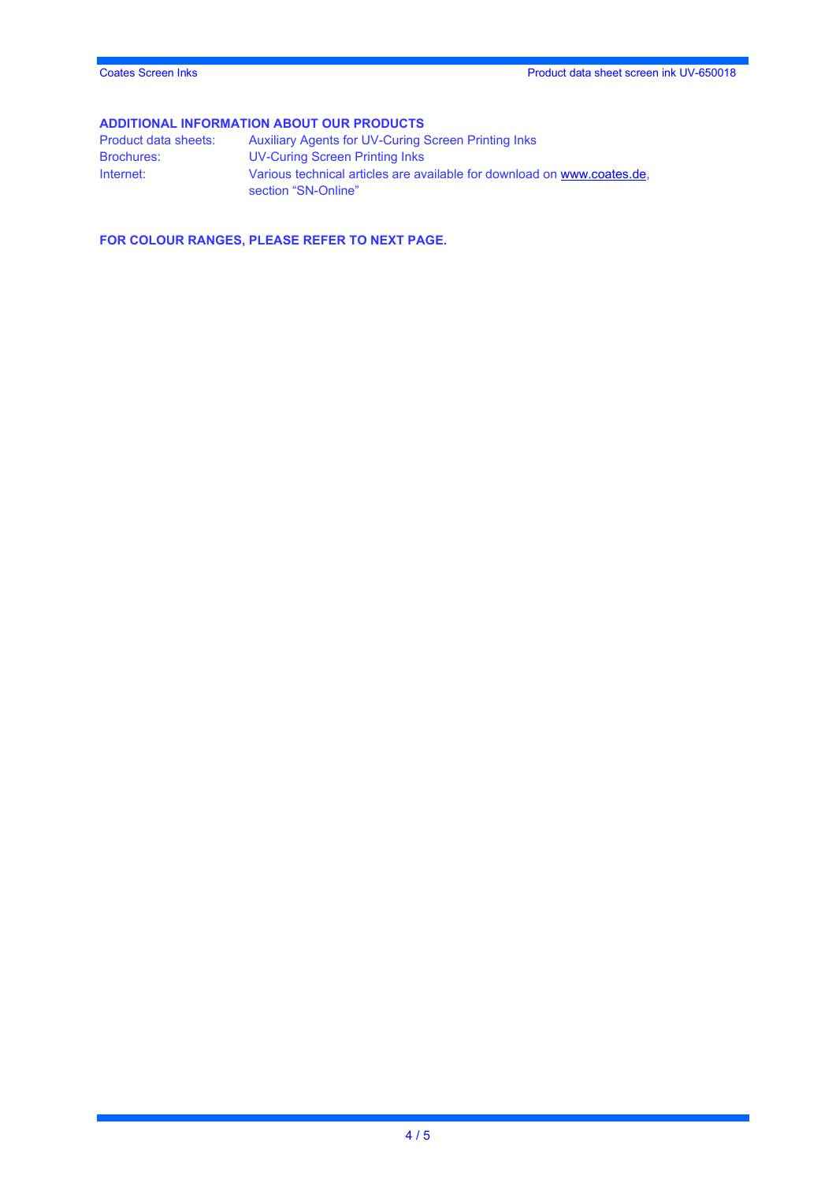## ADDITIONAL INFORMATION ABOUT OUR PRODUCTS

| | |
|---|---|
| Product data sheets: | Auxiliary Agents for UV-Curing Screen Printing Inks |
| Brochures: | UV-Curing Screen Printing Inks |
| Internet: | Various technical articles are available for download on www.coates.de, section “SN-Online” |

**FOR COLOUR RANGES, PLEASE REFER TO NEXT PAGE.**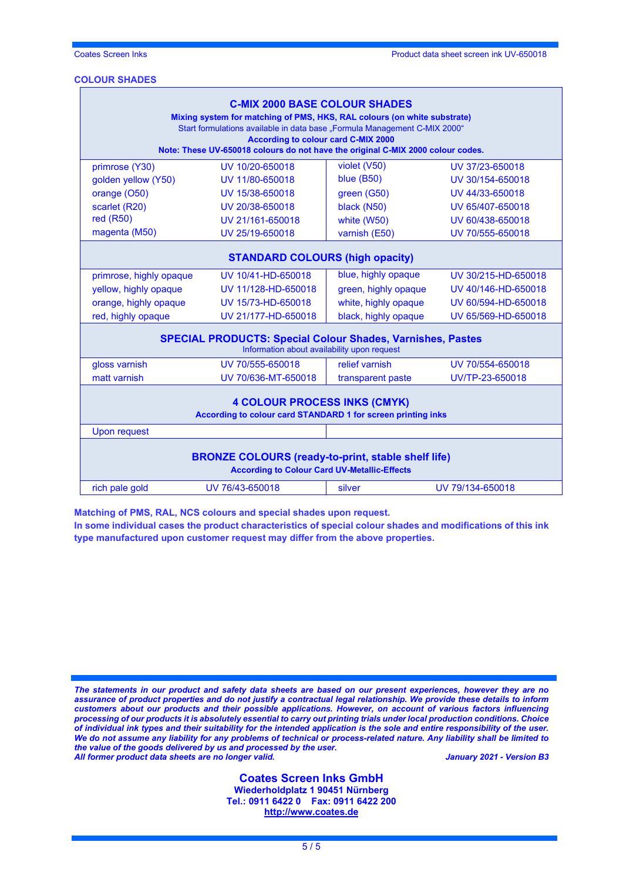## COLOUR SHADES

| | | | |
|---|---|---|---|
| **C-MIX 2000 BASE COLOUR SHADES**<br>**Mixing system for matching of PMS, HKS, RAL colours (on white substrate)**<br>Start formulations available in data base „Formula Management C-MIX 2000“<br>**According to colour card C-MIX 2000**<br>**Note: These UV-650018 colours do not have the original C-MIX 2000 colour codes.** | | | |
| primrose (Y30) | UV 10/20-650018 | violet (V50) | UV 37/23-650018 |
| golden yellow (Y50) | UV 11/80-650018 | blue (B50) | UV 30/154-650018 |
| orange (O50) | UV 15/38-650018 | green (G50) | UV 44/33-650018 |
| scarlet (R20) | UV 20/38-650018 | black (N50) | UV 65/407-650018 |
| red (R50) | UV 21/161-650018 | white (W50) | UV 60/438-650018 |
| magenta (M50) | UV 25/19-650018 | varnish (E50) | UV 70/555-650018 |
| **STANDARD COLOURS (high opacity)** | | | |
| primrose, highly opaque | UV 10/41-HD-650018 | blue, highly opaque | UV 30/215-HD-650018 |
| yellow, highly opaque | UV 11/128-HD-650018 | green, highly opaque | UV 40/146-HD-650018 |
| orange, highly opaque | UV 15/73-HD-650018 | white, highly opaque | UV 60/594-HD-650018 |
| red, highly opaque | UV 21/177-HD-650018 | black, highly opaque | UV 65/569-HD-650018 |
| **SPECIAL PRODUCTS: Special Colour Shades, Varnishes, Pastes**<br>Information about availability upon request | | | |
| gloss varnish | UV 70/555-650018 | relief varnish | UV 70/554-650018 |
| matt varnish | UV 70/636-MT-650018 | transparent paste | UV/TP-23-650018 |
| **4 COLOUR PROCESS INKS (CMYK)**<br>**According to colour card STANDARD 1 for screen printing inks** | | | |
| Upon request | | | |
| **BRONZE COLOURS (ready-to-print, stable shelf life)**<br>**According to Colour Card UV-Metallic-Effects** | | | |
| rich pale gold | UV 76/43-650018 | silver | UV 79/134-650018 |

**Matching of PMS, RAL, NCS colours and special shades upon request.**
**In some individual cases the product characteristics of special colour shades and modifications of this ink type manufactured upon customer request may differ from the above properties.**

***The statements in our product and safety data sheets are based on our present experiences, however they are no assurance of product properties and do not justify a contractual legal relationship. We provide these details to inform customers about our products and their possible applications. However, on account of various factors influencing processing of our products it is absolutely essential to carry out printing trials under local production conditions. Choice of individual ink types and their suitability for the intended application is the sole and entire responsibility of the user. We do not assume any liability for any problems of technical or process-related nature. Any liability shall be limited to the value of the goods delivered by us and processed by the user.***
***All former product data sheets are no longer valid.*** ***January 2021 - Version B3***

**Coates Screen Inks GmbH**
**Wiederholdplatz 1 90451 Nürnberg**
**Tel.: 0911 6422 0 Fax: 0911 6422 200**
**http://www.coates.de**